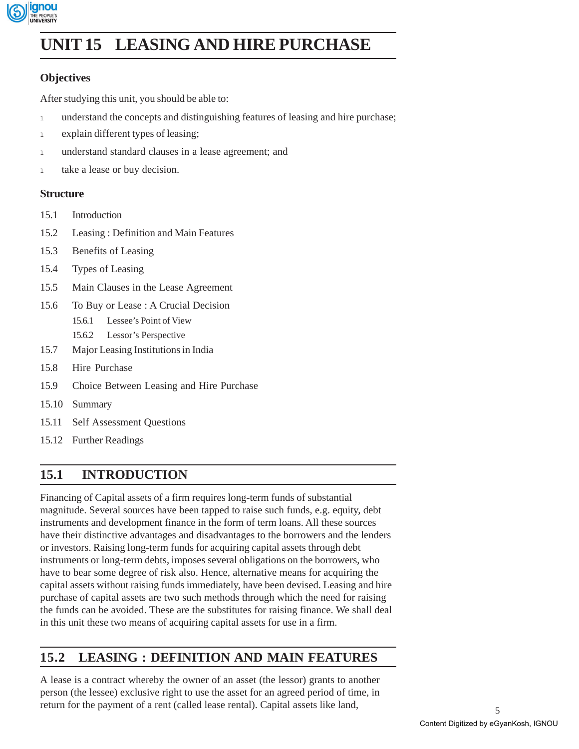# UNIT 15 LEASING AND HIRE PURCHASE

## Objectives

After studying this unit, you should be able to:

- understand the concepts and distinguishing features of leasing and hire purchase;
- explain different types of leasing;
- understand standard clauses in a lease agreement; and
- take a lease or buy decision.

## Structure

15.1 Introduction

15.2 Leasing : Definition and Main Features

15.3 Benefits of Leasing

15.4 Types of Leasing

15.5 Main Clauses in the Lease Agreement

15.6 To Buy or Lease : A Crucial Decision

  15.6.1 Lessee's Point of View

  15.6.2 Lessor's Perspective

15.7 Major Leasing Institutions in India

15.8 Hire Purchase

15.9 Choice Between Leasing and Hire Purchase

15.10 Summary

15.11 Self Assessment Questions

15.12 Further Readings

## 15.1 INTRODUCTION

Financing of Capital assets of a firm requires long-term funds of substantial magnitude. Several sources have been tapped to raise such funds, e.g. equity, debt instruments and development finance in the form of term loans. All these sources have their distinctive advantages and disadvantages to the borrowers and the lenders or investors. Raising long-term funds for acquiring capital assets through debt instruments or long-term debts, imposes several obligations on the borrowers, who have to bear some degree of risk also. Hence, alternative means for acquiring the capital assets without raising funds immediately, have been devised. Leasing and hire purchase of capital assets are two such methods through which the need for raising the funds can be avoided. These are the substitutes for raising finance. We shall deal in this unit these two means of acquiring capital assets for use in a firm.

## 15.2 LEASING : DEFINITION AND MAIN FEATURES

A lease is a contract whereby the owner of an asset (the lessor) grants to another person (the lessee) exclusive right to use the asset for an agreed period of time, in return for the payment of a rent (called lease rental). Capital assets like land,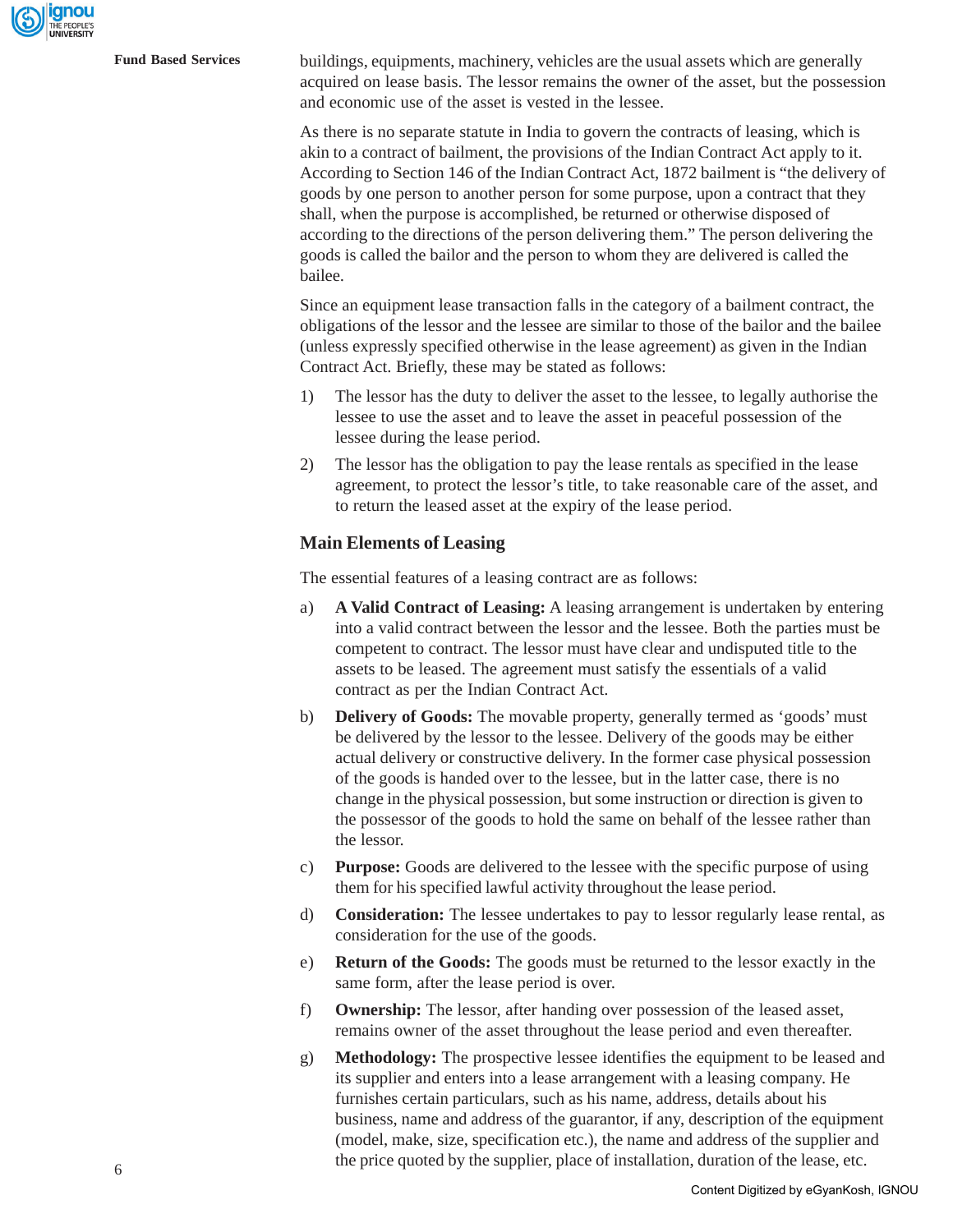buildings, equipments, machinery, vehicles are the usual assets which are generally acquired on lease basis. The lessor remains the owner of the asset, but the possession and economic use of the asset is vested in the lessee.

As there is no separate statute in India to govern the contracts of leasing, which is akin to a contract of bailment, the provisions of the Indian Contract Act apply to it. According to Section 146 of the Indian Contract Act, 1872 bailment is "the delivery of goods by one person to another person for some purpose, upon a contract that they shall, when the purpose is accomplished, be returned or otherwise disposed of according to the directions of the person delivering them." The person delivering the goods is called the bailor and the person to whom they are delivered is called the bailee.

Since an equipment lease transaction falls in the category of a bailment contract, the obligations of the lessor and the lessee are similar to those of the bailor and the bailee (unless expressly specified otherwise in the lease agreement) as given in the Indian Contract Act. Briefly, these may be stated as follows:

1) The lessor has the duty to deliver the asset to the lessee, to legally authorise the lessee to use the asset and to leave the asset in peaceful possession of the lessee during the lease period.

2) The lessor has the obligation to pay the lease rentals as specified in the lease agreement, to protect the lessor's title, to take reasonable care of the asset, and to return the leased asset at the expiry of the lease period.

### Main Elements of Leasing

The essential features of a leasing contract are as follows:

a) **A Valid Contract of Leasing:** A leasing arrangement is undertaken by entering into a valid contract between the lessor and the lessee. Both the parties must be competent to contract. The lessor must have clear and undisputed title to the assets to be leased. The agreement must satisfy the essentials of a valid contract as per the Indian Contract Act.

b) **Delivery of Goods:** The movable property, generally termed as 'goods' must be delivered by the lessor to the lessee. Delivery of the goods may be either actual delivery or constructive delivery. In the former case physical possession of the goods is handed over to the lessee, but in the latter case, there is no change in the physical possession, but some instruction or direction is given to the possessor of the goods to hold the same on behalf of the lessee rather than the lessor.

c) **Purpose:** Goods are delivered to the lessee with the specific purpose of using them for his specified lawful activity throughout the lease period.

d) **Consideration:** The lessee undertakes to pay to lessor regularly lease rental, as consideration for the use of the goods.

e) **Return of the Goods:** The goods must be returned to the lessor exactly in the same form, after the lease period is over.

f) **Ownership:** The lessor, after handing over possession of the leased asset, remains owner of the asset throughout the lease period and even thereafter.

g) **Methodology:** The prospective lessee identifies the equipment to be leased and its supplier and enters into a lease arrangement with a leasing company. He furnishes certain particulars, such as his name, address, details about his business, name and address of the guarantor, if any, description of the equipment (model, make, size, specification etc.), the name and address of the supplier and the price quoted by the supplier, place of installation, duration of the lease, etc.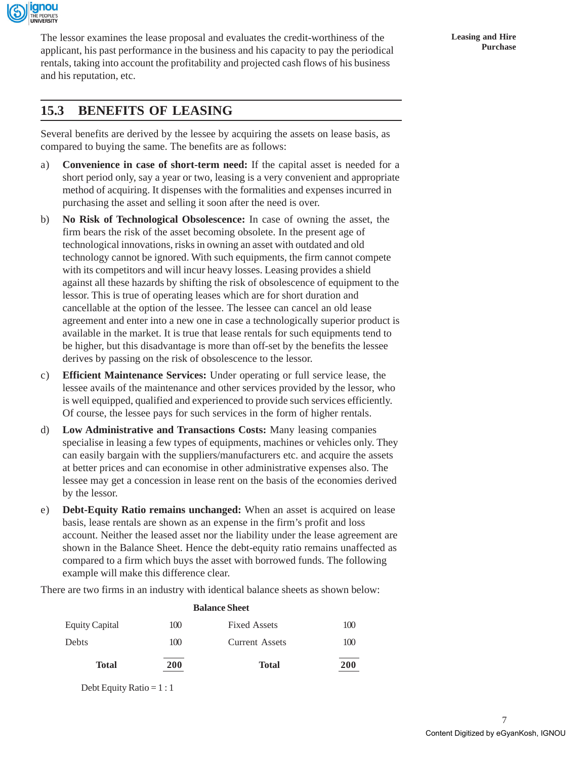The lessor examines the lease proposal and evaluates the credit-worthiness of the applicant, his past performance in the business and his capacity to pay the periodical rentals, taking into account the profitability and projected cash flows of his business and his reputation, etc.

## 15.3 BENEFITS OF LEASING

Several benefits are derived by the lessee by acquiring the assets on lease basis, as compared to buying the same. The benefits are as follows:

a) **Convenience in case of short-term need:** If the capital asset is needed for a short period only, say a year or two, leasing is a very convenient and appropriate method of acquiring. It dispenses with the formalities and expenses incurred in purchasing the asset and selling it soon after the need is over.

b) **No Risk of Technological Obsolescence:** In case of owning the asset, the firm bears the risk of the asset becoming obsolete. In the present age of technological innovations, risks in owning an asset with outdated and old technology cannot be ignored. With such equipments, the firm cannot compete with its competitors and will incur heavy losses. Leasing provides a shield against all these hazards by shifting the risk of obsolescence of equipment to the lessor. This is true of operating leases which are for short duration and cancellable at the option of the lessee. The lessee can cancel an old lease agreement and enter into a new one in case a technologically superior product is available in the market. It is true that lease rentals for such equipments tend to be higher, but this disadvantage is more than off-set by the benefits the lessee derives by passing on the risk of obsolescence to the lessor.

c) **Efficient Maintenance Services:** Under operating or full service lease, the lessee avails of the maintenance and other services provided by the lessor, who is well equipped, qualified and experienced to provide such services efficiently. Of course, the lessee pays for such services in the form of higher rentals.

d) **Low Administrative and Transactions Costs:** Many leasing companies specialise in leasing a few types of equipments, machines or vehicles only. They can easily bargain with the suppliers/manufacturers etc. and acquire the assets at better prices and can economise in other administrative expenses also. The lessee may get a concession in lease rent on the basis of the economies derived by the lessor.

e) **Debt-Equity Ratio remains unchanged:** When an asset is acquired on lease basis, lease rentals are shown as an expense in the firm's profit and loss account. Neither the leased asset nor the liability under the lease agreement are shown in the Balance Sheet. Hence the debt-equity ratio remains unaffected as compared to a firm which buys the asset with borrowed funds. The following example will make this difference clear.

There are two firms in an industry with identical balance sheets as shown below:

**Balance Sheet**

| | | | |
|---|---|---|---|
| Equity Capital | 100 | Fixed Assets | 100 |
| Debts | 100 | Current Assets | 100 |
| **Total** | **200** | **Total** | **200** |

Debt Equity Ratio = 1 : 1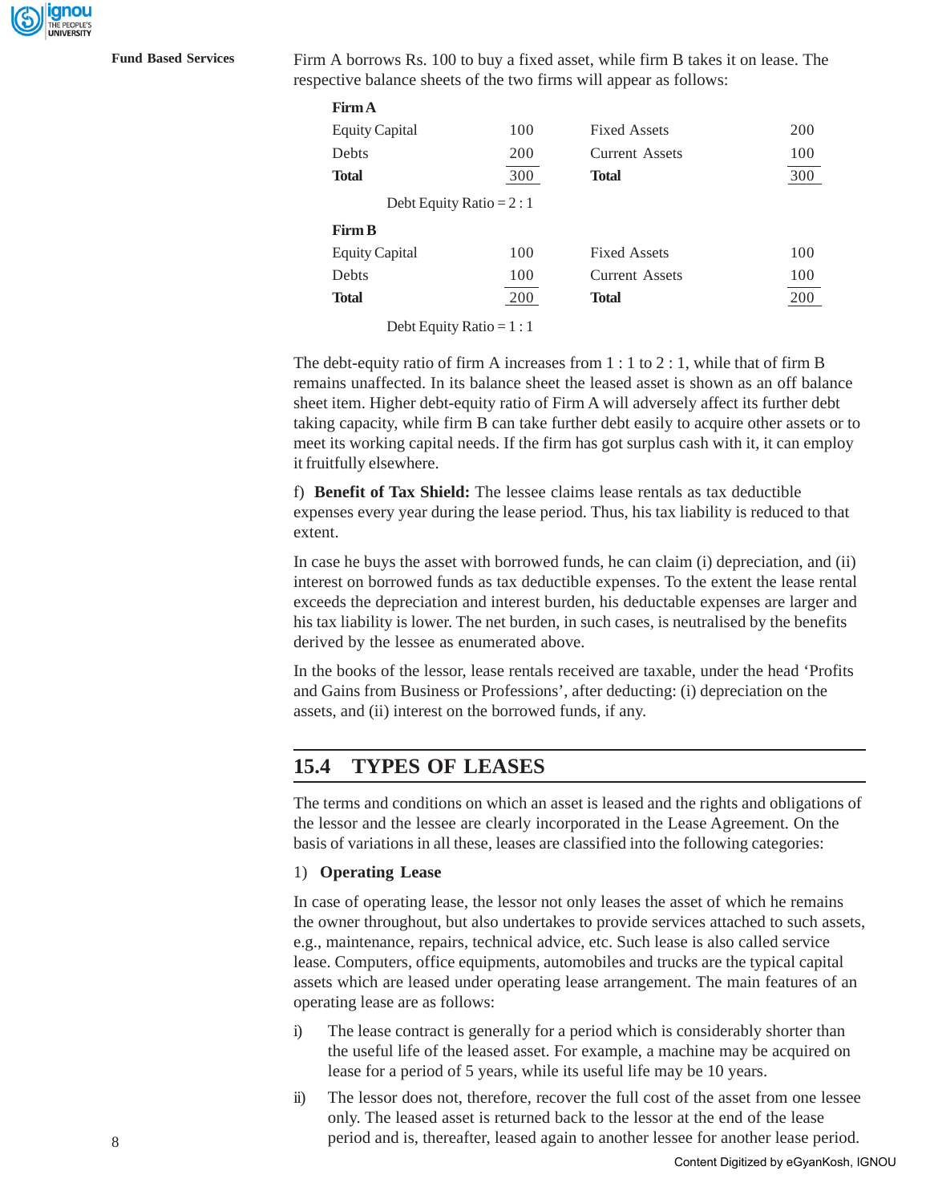Firm A borrows Rs. 100 to buy a fixed asset, while firm B takes it on lease. The respective balance sheets of the two firms will appear as follows:

**Firm A**

| | | | |
|---|---|---|---|
| Equity Capital | 100 | Fixed Assets | 200 |
| Debts | 200 | Current Assets | 100 |
| **Total** | 300 | **Total** | 300 |

Debt Equity Ratio = 2 : 1

**Firm B**

| | | | |
|---|---|---|---|
| Equity Capital | 100 | Fixed Assets | 100 |
| Debts | 100 | Current Assets | 100 |
| **Total** | 200 | **Total** | 200 |

Debt Equity Ratio = 1 : 1

The debt-equity ratio of firm A increases from 1 : 1 to 2 : 1, while that of firm B remains unaffected. In its balance sheet the leased asset is shown as an off balance sheet item. Higher debt-equity ratio of Firm A will adversely affect its further debt taking capacity, while firm B can take further debt easily to acquire other assets or to meet its working capital needs. If the firm has got surplus cash with it, it can employ it fruitfully elsewhere.

f) **Benefit of Tax Shield:** The lessee claims lease rentals as tax deductible expenses every year during the lease period. Thus, his tax liability is reduced to that extent.

In case he buys the asset with borrowed funds, he can claim (i) depreciation, and (ii) interest on borrowed funds as tax deductible expenses. To the extent the lease rental exceeds the depreciation and interest burden, his deductable expenses are larger and his tax liability is lower. The net burden, in such cases, is neutralised by the benefits derived by the lessee as enumerated above.

In the books of the lessor, lease rentals received are taxable, under the head 'Profits and Gains from Business or Professions', after deducting: (i) depreciation on the assets, and (ii) interest on the borrowed funds, if any.

## 15.4 TYPES OF LEASES

The terms and conditions on which an asset is leased and the rights and obligations of the lessor and the lessee are clearly incorporated in the Lease Agreement. On the basis of variations in all these, leases are classified into the following categories:

1) **Operating Lease**

In case of operating lease, the lessor not only leases the asset of which he remains the owner throughout, but also undertakes to provide services attached to such assets, e.g., maintenance, repairs, technical advice, etc. Such lease is also called service lease. Computers, office equipments, automobiles and trucks are the typical capital assets which are leased under operating lease arrangement. The main features of an operating lease are as follows:

i) The lease contract is generally for a period which is considerably shorter than the useful life of the leased asset. For example, a machine may be acquired on lease for a period of 5 years, while its useful life may be 10 years.

ii) The lessor does not, therefore, recover the full cost of the asset from one lessee only. The leased asset is returned back to the lessor at the end of the lease period and is, thereafter, leased again to another lessee for another lease period.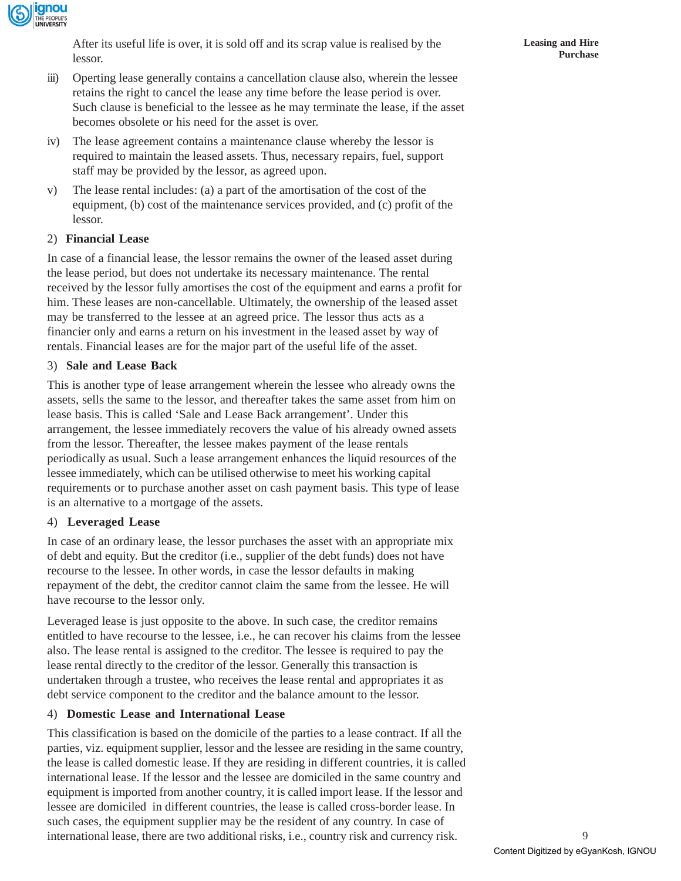After its useful life is over, it is sold off and its scrap value is realised by the lessor.

iii) Operting lease generally contains a cancellation clause also, wherein the lessee retains the right to cancel the lease any time before the lease period is over. Such clause is beneficial to the lessee as he may terminate the lease, if the asset becomes obsolete or his need for the asset is over.

iv) The lease agreement contains a maintenance clause whereby the lessor is required to maintain the leased assets. Thus, necessary repairs, fuel, support staff may be provided by the lessor, as agreed upon.

v) The lease rental includes: (a) a part of the amortisation of the cost of the equipment, (b) cost of the maintenance services provided, and (c) profit of the lessor.

2) **Financial Lease**

In case of a financial lease, the lessor remains the owner of the leased asset during the lease period, but does not undertake its necessary maintenance. The rental received by the lessor fully amortises the cost of the equipment and earns a profit for him. These leases are non-cancellable. Ultimately, the ownership of the leased asset may be transferred to the lessee at an agreed price. The lessor thus acts as a financier only and earns a return on his investment in the leased asset by way of rentals. Financial leases are for the major part of the useful life of the asset.

3) **Sale and Lease Back**

This is another type of lease arrangement wherein the lessee who already owns the assets, sells the same to the lessor, and thereafter takes the same asset from him on lease basis. This is called 'Sale and Lease Back arrangement'. Under this arrangement, the lessee immediately recovers the value of his already owned assets from the lessor. Thereafter, the lessee makes payment of the lease rentals periodically as usual. Such a lease arrangement enhances the liquid resources of the lessee immediately, which can be utilised otherwise to meet his working capital requirements or to purchase another asset on cash payment basis. This type of lease is an alternative to a mortgage of the assets.

4) **Leveraged Lease**

In case of an ordinary lease, the lessor purchases the asset with an appropriate mix of debt and equity. But the creditor (i.e., supplier of the debt funds) does not have recourse to the lessee. In other words, in case the lessor defaults in making repayment of the debt, the creditor cannot claim the same from the lessee. He will have recourse to the lessor only.

Leveraged lease is just opposite to the above. In such case, the creditor remains entitled to have recourse to the lessee, i.e., he can recover his claims from the lessee also. The lease rental is assigned to the creditor. The lessee is required to pay the lease rental directly to the creditor of the lessor. Generally this transaction is undertaken through a trustee, who receives the lease rental and appropriates it as debt service component to the creditor and the balance amount to the lessor.

4) **Domestic Lease and International Lease**

This classification is based on the domicile of the parties to a lease contract. If all the parties, viz. equipment supplier, lessor and the lessee are residing in the same country, the lease is called domestic lease. If they are residing in different countries, it is called international lease. If the lessor and the lessee are domiciled in the same country and equipment is imported from another country, it is called import lease. If the lessor and lessee are domiciled in different countries, the lease is called cross-border lease. In such cases, the equipment supplier may be the resident of any country. In case of international lease, there are two additional risks, i.e., country risk and currency risk.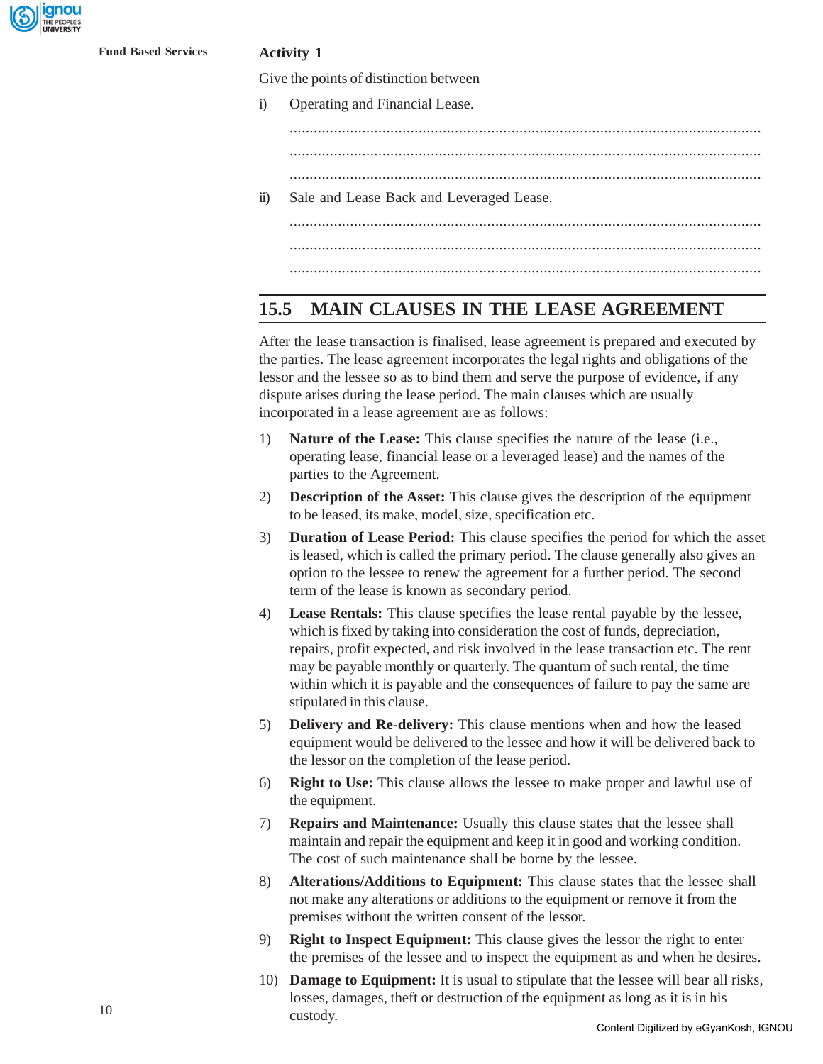**Activity 1**

Give the points of distinction between

i) Operating and Financial Lease.

.....................................................................................................................

.....................................................................................................................

.....................................................................................................................

ii) Sale and Lease Back and Leveraged Lease.

.....................................................................................................................

.....................................................................................................................

.....................................................................................................................

## 15.5 MAIN CLAUSES IN THE LEASE AGREEMENT

After the lease transaction is finalised, lease agreement is prepared and executed by the parties. The lease agreement incorporates the legal rights and obligations of the lessor and the lessee so as to bind them and serve the purpose of evidence, if any dispute arises during the lease period. The main clauses which are usually incorporated in a lease agreement are as follows:

1) **Nature of the Lease:** This clause specifies the nature of the lease (i.e., operating lease, financial lease or a leveraged lease) and the names of the parties to the Agreement.

2) **Description of the Asset:** This clause gives the description of the equipment to be leased, its make, model, size, specification etc.

3) **Duration of Lease Period:** This clause specifies the period for which the asset is leased, which is called the primary period. The clause generally also gives an option to the lessee to renew the agreement for a further period. The second term of the lease is known as secondary period.

4) **Lease Rentals:** This clause specifies the lease rental payable by the lessee, which is fixed by taking into consideration the cost of funds, depreciation, repairs, profit expected, and risk involved in the lease transaction etc. The rent may be payable monthly or quarterly. The quantum of such rental, the time within which it is payable and the consequences of failure to pay the same are stipulated in this clause.

5) **Delivery and Re-delivery:** This clause mentions when and how the leased equipment would be delivered to the lessee and how it will be delivered back to the lessor on the completion of the lease period.

6) **Right to Use:** This clause allows the lessee to make proper and lawful use of the equipment.

7) **Repairs and Maintenance:** Usually this clause states that the lessee shall maintain and repair the equipment and keep it in good and working condition. The cost of such maintenance shall be borne by the lessee.

8) **Alterations/Additions to Equipment:** This clause states that the lessee shall not make any alterations or additions to the equipment or remove it from the premises without the written consent of the lessor.

9) **Right to Inspect Equipment:** This clause gives the lessor the right to enter the premises of the lessee and to inspect the equipment as and when he desires.

10) **Damage to Equipment:** It is usual to stipulate that the lessee will bear all risks, losses, damages, theft or destruction of the equipment as long as it is in his custody.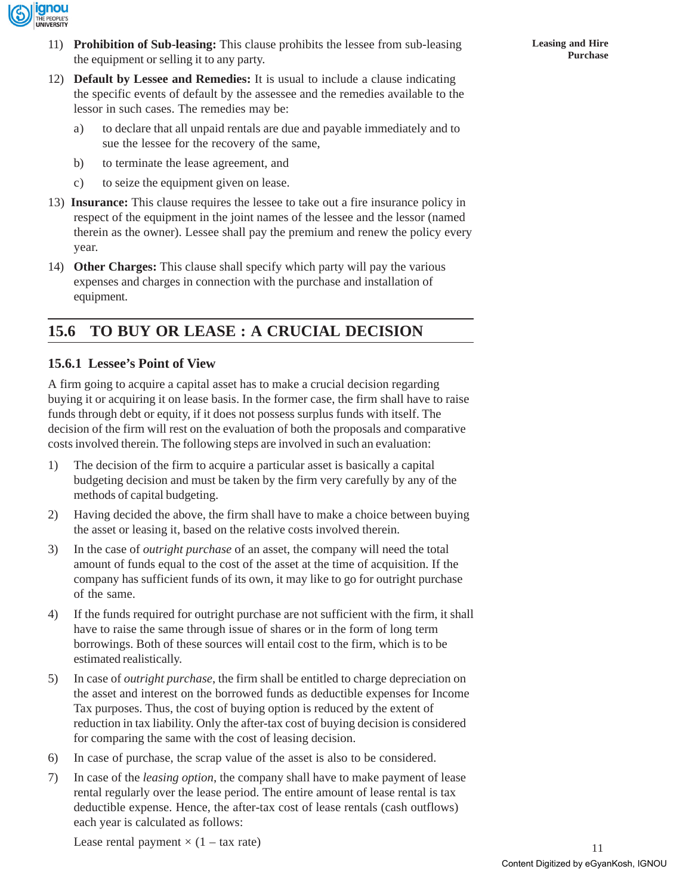11) **Prohibition of Sub-leasing:** This clause prohibits the lessee from sub-leasing the equipment or selling it to any party.

12) **Default by Lessee and Remedies:** It is usual to include a clause indicating the specific events of default by the assessee and the remedies available to the lessor in such cases. The remedies may be:

    a) to declare that all unpaid rentals are due and payable immediately and to sue the lessee for the recovery of the same,

    b) to terminate the lease agreement, and

    c) to seize the equipment given on lease.

13) **Insurance:** This clause requires the lessee to take out a fire insurance policy in respect of the equipment in the joint names of the lessee and the lessor (named therein as the owner). Lessee shall pay the premium and renew the policy every year.

14) **Other Charges:** This clause shall specify which party will pay the various expenses and charges in connection with the purchase and installation of equipment.

## 15.6 TO BUY OR LEASE : A CRUCIAL DECISION

### 15.6.1 Lessee's Point of View

A firm going to acquire a capital asset has to make a crucial decision regarding buying it or acquiring it on lease basis. In the former case, the firm shall have to raise funds through debt or equity, if it does not possess surplus funds with itself. The decision of the firm will rest on the evaluation of both the proposals and comparative costs involved therein. The following steps are involved in such an evaluation:

1) The decision of the firm to acquire a particular asset is basically a capital budgeting decision and must be taken by the firm very carefully by any of the methods of capital budgeting.

2) Having decided the above, the firm shall have to make a choice between buying the asset or leasing it, based on the relative costs involved therein.

3) In the case of *outright purchase* of an asset, the company will need the total amount of funds equal to the cost of the asset at the time of acquisition. If the company has sufficient funds of its own, it may like to go for outright purchase of the same.

4) If the funds required for outright purchase are not sufficient with the firm, it shall have to raise the same through issue of shares or in the form of long term borrowings. Both of these sources will entail cost to the firm, which is to be estimated realistically.

5) In case of *outright purchase*, the firm shall be entitled to charge depreciation on the asset and interest on the borrowed funds as deductible expenses for Income Tax purposes. Thus, the cost of buying option is reduced by the extent of reduction in tax liability. Only the after-tax cost of buying decision is considered for comparing the same with the cost of leasing decision.

6) In case of purchase, the scrap value of the asset is also to be considered.

7) In case of the *leasing option*, the company shall have to make payment of lease rental regularly over the lease period. The entire amount of lease rental is tax deductible expense. Hence, the after-tax cost of lease rentals (cash outflows) each year is calculated as follows:

   Lease rental payment × (1 – tax rate)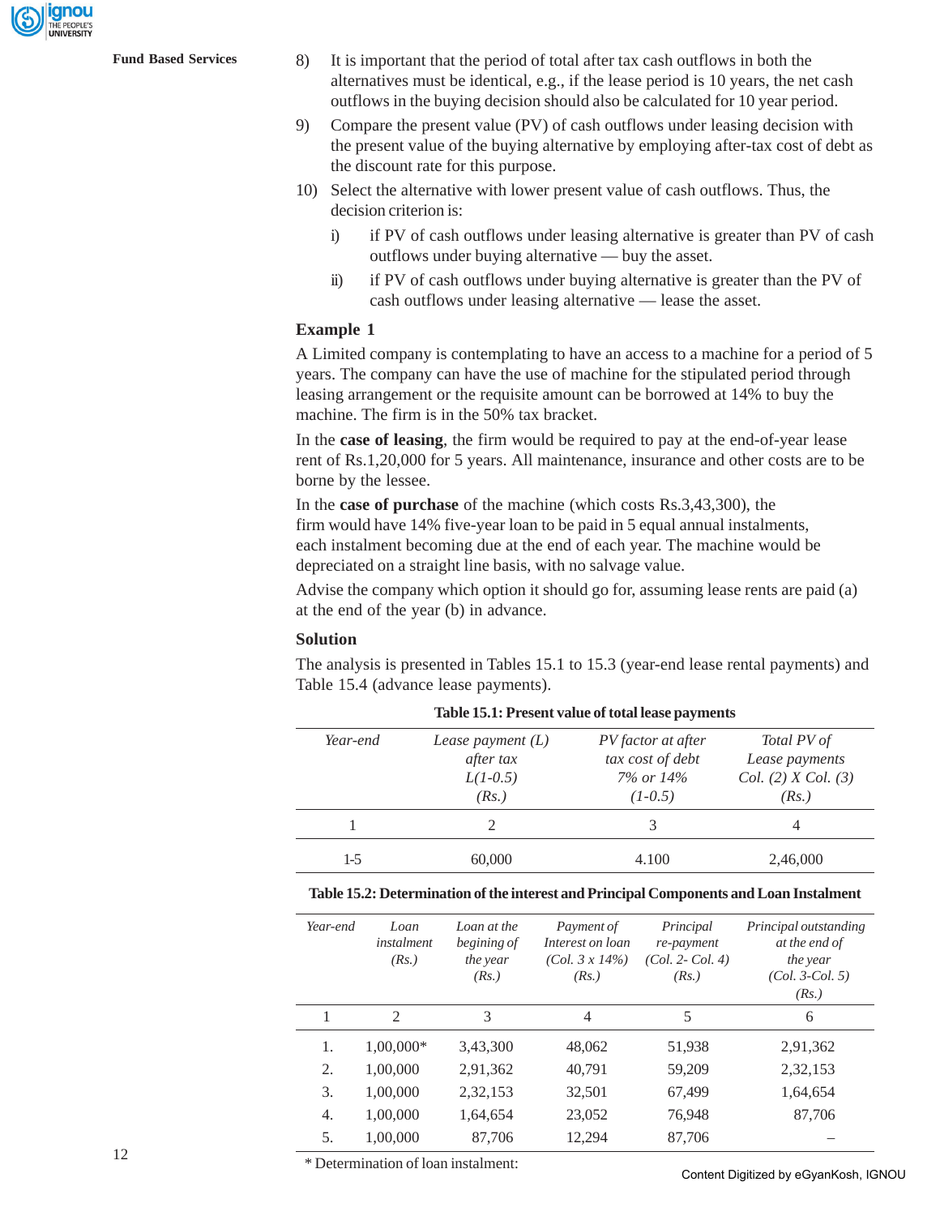8) It is important that the period of total after tax cash outflows in both the alternatives must be identical, e.g., if the lease period is 10 years, the net cash outflows in the buying decision should also be calculated for 10 year period.

9) Compare the present value (PV) of cash outflows under leasing decision with the present value of the buying alternative by employing after-tax cost of debt as the discount rate for this purpose.

10) Select the alternative with lower present value of cash outflows. Thus, the decision criterion is:

   i) if PV of cash outflows under leasing alternative is greater than PV of cash outflows under buying alternative — buy the asset.

   ii) if PV of cash outflows under buying alternative is greater than the PV of cash outflows under leasing alternative — lease the asset.

### Example 1

A Limited company is contemplating to have an access to a machine for a period of 5 years. The company can have the use of machine for the stipulated period through leasing arrangement or the requisite amount can be borrowed at 14% to buy the machine. The firm is in the 50% tax bracket.

In the **case of leasing**, the firm would be required to pay at the end-of-year lease rent of Rs.1,20,000 for 5 years. All maintenance, insurance and other costs are to be borne by the lessee.

In the **case of purchase** of the machine (which costs Rs.3,43,300), the firm would have 14% five-year loan to be paid in 5 equal annual instalments, each instalment becoming due at the end of each year. The machine would be depreciated on a straight line basis, with no salvage value.

Advise the company which option it should go for, assuming lease rents are paid (a) at the end of the year (b) in advance.

### Solution

The analysis is presented in Tables 15.1 to 15.3 (year-end lease rental payments) and Table 15.4 (advance lease payments).

**Table 15.1: Present value of total lease payments**

| *Year-end* | *Lease payment (L) after tax L(1-0.5) (Rs.)* | *PV factor at after tax cost of debt 7% or 14% (1-0.5)* | *Total PV of Lease payments Col. (2) X Col. (3) (Rs.)* |
|---|---|---|---|
| 1 | 2 | 3 | 4 |
| 1-5 | 60,000 | 4.100 | 2,46,000 |

**Table 15.2: Determination of the interest and Principal Components and Loan Instalment**

| *Year-end* | *Loan instalment (Rs.)* | *Loan at the begining of the year (Rs.)* | *Payment of Interest on loan (Col. 3 x 14%) (Rs.)* | *Principal re-payment (Col. 2- Col. 4) (Rs.)* | *Principal outstanding at the end of the year (Col. 3-Col. 5) (Rs.)* |
|---|---|---|---|---|---|
| 1 | 2 | 3 | 4 | 5 | 6 |
| 1. | 1,00,000* | 3,43,300 | 48,062 | 51,938 | 2,91,362 |
| 2. | 1,00,000 | 2,91,362 | 40,791 | 59,209 | 2,32,153 |
| 3. | 1,00,000 | 2,32,153 | 32,501 | 67,499 | 1,64,654 |
| 4. | 1,00,000 | 1,64,654 | 23,052 | 76,948 | 87,706 |
| 5. | 1,00,000 | 87,706 | 12,294 | 87,706 | – |

\* Determination of loan instalment: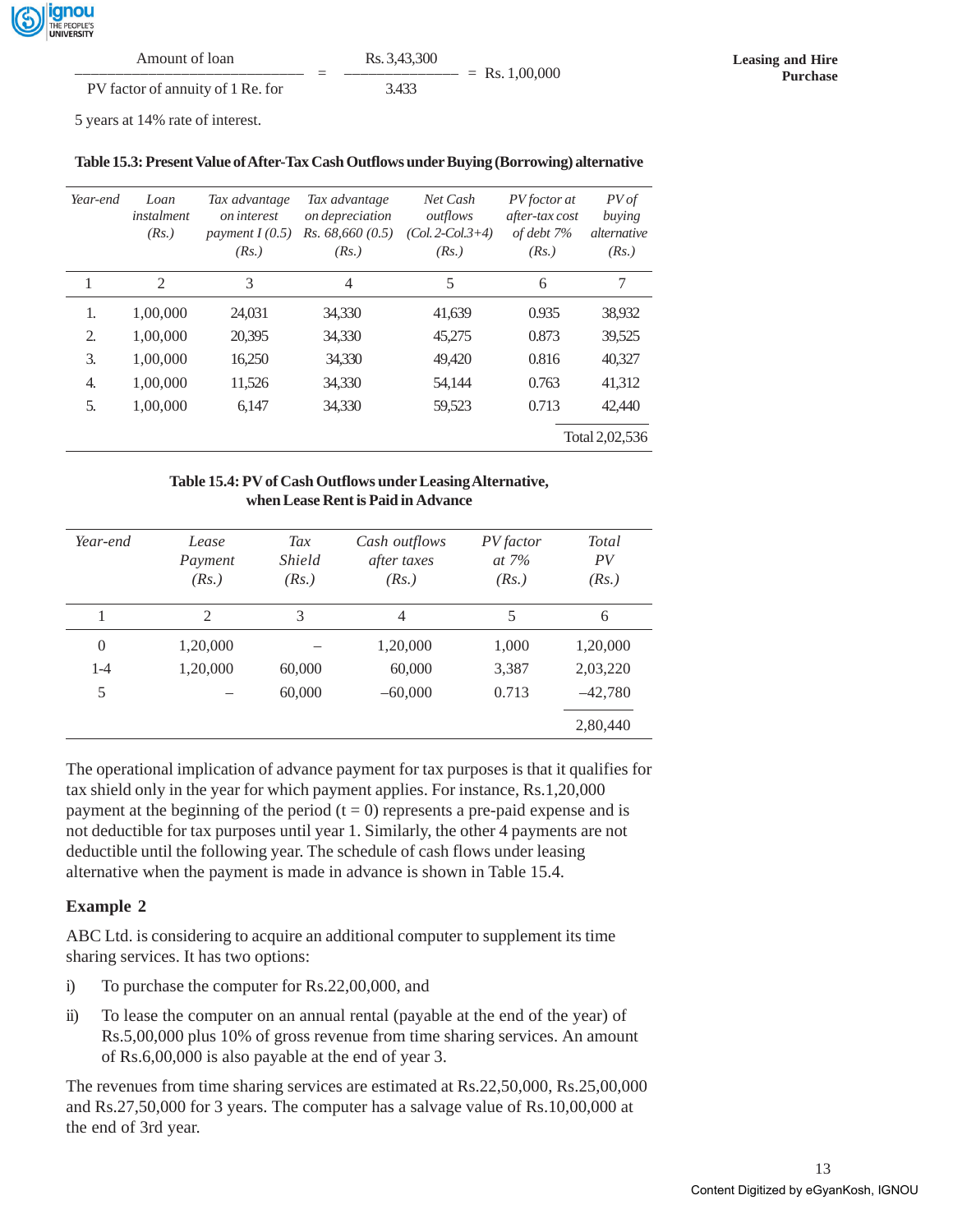$$\frac{\text{Amount of loan}}{\text{PV factor of annuity of 1 Re. for}} = \frac{\text{Rs. 3,43,300}}{3.433} = \text{Rs. 1,00,000}$$

5 years at 14% rate of interest.

**Table 15.3: Present Value of After-Tax Cash Outflows under Buying (Borrowing) alternative**

| Year-end | Loan instalment (Rs.) | Tax advantage on interest payment I (0.5) (Rs.) | Tax advantage on depreciation Rs. 68,660 (0.5) (Rs.) | Net Cash outflows (Col. 2-Col.3+4) (Rs.) | PV foctor at after-tax cost of debt 7% (Rs.) | PV of buying alternative (Rs.) |
|---|---|---|---|---|---|---|
| 1 | 2 | 3 | 4 | 5 | 6 | 7 |
| 1. | 1,00,000 | 24,031 | 34,330 | 41,639 | 0.935 | 38,932 |
| 2. | 1,00,000 | 20,395 | 34,330 | 45,275 | 0.873 | 39,525 |
| 3. | 1,00,000 | 16,250 | 34,330 | 49,420 | 0.816 | 40,327 |
| 4. | 1,00,000 | 11,526 | 34,330 | 54,144 | 0.763 | 41,312 |
| 5. | 1,00,000 | 6,147 | 34,330 | 59,523 | 0.713 | 42,440 |
| | | | | | | Total 2,02,536 |

**Table 15.4: PV of Cash Outflows under Leasing Alternative, when Lease Rent is Paid in Advance**

| Year-end | Lease Payment (Rs.) | Tax Shield (Rs.) | Cash outflows after taxes (Rs.) | PV factor at 7% (Rs.) | Total PV (Rs.) |
|---|---|---|---|---|---|
| 1 | 2 | 3 | 4 | 5 | 6 |
| 0 | 1,20,000 | – | 1,20,000 | 1,000 | 1,20,000 |
| 1-4 | 1,20,000 | 60,000 | 60,000 | 3,387 | 2,03,220 |
| 5 | – | 60,000 | –60,000 | 0.713 | –42,780 |
| | | | | | 2,80,440 |

The operational implication of advance payment for tax purposes is that it qualifies for tax shield only in the year for which payment applies. For instance, Rs.1,20,000 payment at the beginning of the period ($t = 0$) represents a pre-paid expense and is not deductible for tax purposes until year 1. Similarly, the other 4 payments are not deductible until the following year. The schedule of cash flows under leasing alternative when the payment is made in advance is shown in Table 15.4.

### Example 2

ABC Ltd. is considering to acquire an additional computer to supplement its time sharing services. It has two options:

i) To purchase the computer for Rs.22,00,000, and

ii) To lease the computer on an annual rental (payable at the end of the year) of Rs.5,00,000 plus 10% of gross revenue from time sharing services. An amount of Rs.6,00,000 is also payable at the end of year 3.

The revenues from time sharing services are estimated at Rs.22,50,000, Rs.25,00,000 and Rs.27,50,000 for 3 years. The computer has a salvage value of Rs.10,00,000 at the end of 3rd year.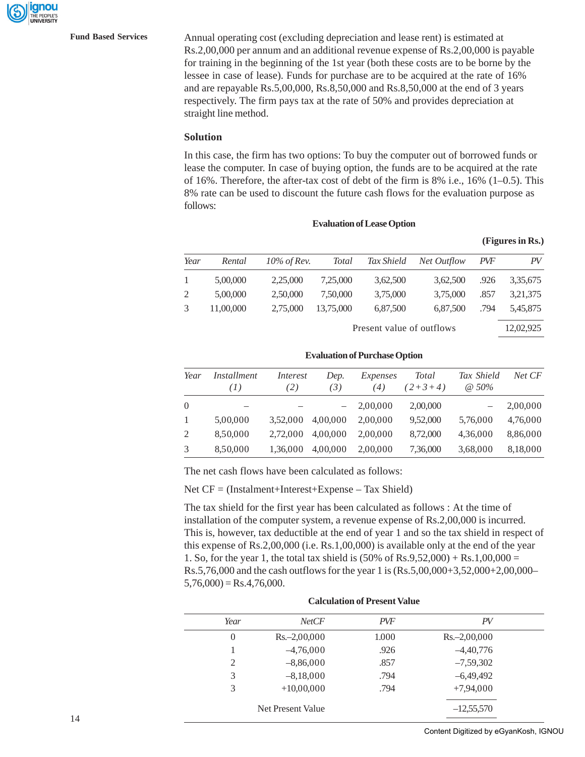Annual operating cost (excluding depreciation and lease rent) is estimated at Rs.2,00,000 per annum and an additional revenue expense of Rs.2,00,000 is payable for training in the beginning of the 1st year (both these costs are to be borne by the lessee in case of lease). Funds for purchase are to be acquired at the rate of 16% and are repayable Rs.5,00,000, Rs.8,50,000 and Rs.8,50,000 at the end of 3 years respectively. The firm pays tax at the rate of 50% and provides depreciation at straight line method.

### Solution

In this case, the firm has two options: To buy the computer out of borrowed funds or lease the computer. In case of buying option, the funds are to be acquired at the rate of 16%. Therefore, the after-tax cost of debt of the firm is 8% i.e., 16% (1–0.5). This 8% rate can be used to discount the future cash flows for the evaluation purpose as follows:

**Evaluation of Lease Option**

**(Figures in Rs.)**

| *Year* | *Rental* | *10% of Rev.* | *Total* | *Tax Shield* | *Net Outflow* | *PVF* | *PV* |
|---|---|---|---|---|---|---|---|
| 1 | 5,00,000 | 2,25,000 | 7,25,000 | 3,62,500 | 3,62,500 | .926 | 3,35,675 |
| 2 | 5,00,000 | 2,50,000 | 7,50,000 | 3,75,000 | 3,75,000 | .857 | 3,21,375 |
| 3 | 11,00,000 | 2,75,000 | 13,75,000 | 6,87,500 | 6,87,500 | .794 | 5,45,875 |
| | | | | Present value of outflows | | | 12,02,925 |

**Evaluation of Purchase Option**

| *Year* | *Installment (1)* | *Interest (2)* | *Dep. (3)* | *Expenses (4)* | *Total (2+3+4)* | *Tax Shield @ 50%* | *Net CF* |
|---|---|---|---|---|---|---|---|
| 0 | – | – | – | 2,00,000 | 2,00,000 | – | 2,00,000 |
| 1 | 5,00,000 | 3,52,000 | 4,00,000 | 2,00,000 | 9,52,000 | 5,76,000 | 4,76,000 |
| 2 | 8,50,000 | 2,72,000 | 4,00,000 | 2,00,000 | 8,72,000 | 4,36,000 | 8,86,000 |
| 3 | 8,50,000 | 1,36,000 | 4,00,000 | 2,00,000 | 7,36,000 | 3,68,000 | 8,18,000 |

The net cash flows have been calculated as follows:

Net CF = (Instalment+Interest+Expense – Tax Shield)

The tax shield for the first year has been calculated as follows : At the time of installation of the computer system, a revenue expense of Rs.2,00,000 is incurred. This is, however, tax deductible at the end of year 1 and so the tax shield in respect of this expense of Rs.2,00,000 (i.e. Rs.1,00,000) is available only at the end of the year 1. So, for the year 1, the total tax shield is (50% of Rs.9,52,000) + Rs.1,00,000 = Rs.5,76,000 and the cash outflows for the year 1 is (Rs.5,00,000+3,52,000+2,00,000–5,76,000) = Rs.4,76,000.

**Calculation of Present Value**

| *Year* | *NetCF* | *PVF* | *PV* |
|---|---|---|---|
| 0 | Rs.–2,00,000 | 1.000 | Rs.–2,00,000 |
| 1 | –4,76,000 | .926 | –4,40,776 |
| 2 | –8,86,000 | .857 | –7,59,302 |
| 3 | –8,18,000 | .794 | –6,49,492 |
| 3 | +10,00,000 | .794 | +7,94,000 |
| | Net Present Value | | –12,55,570 |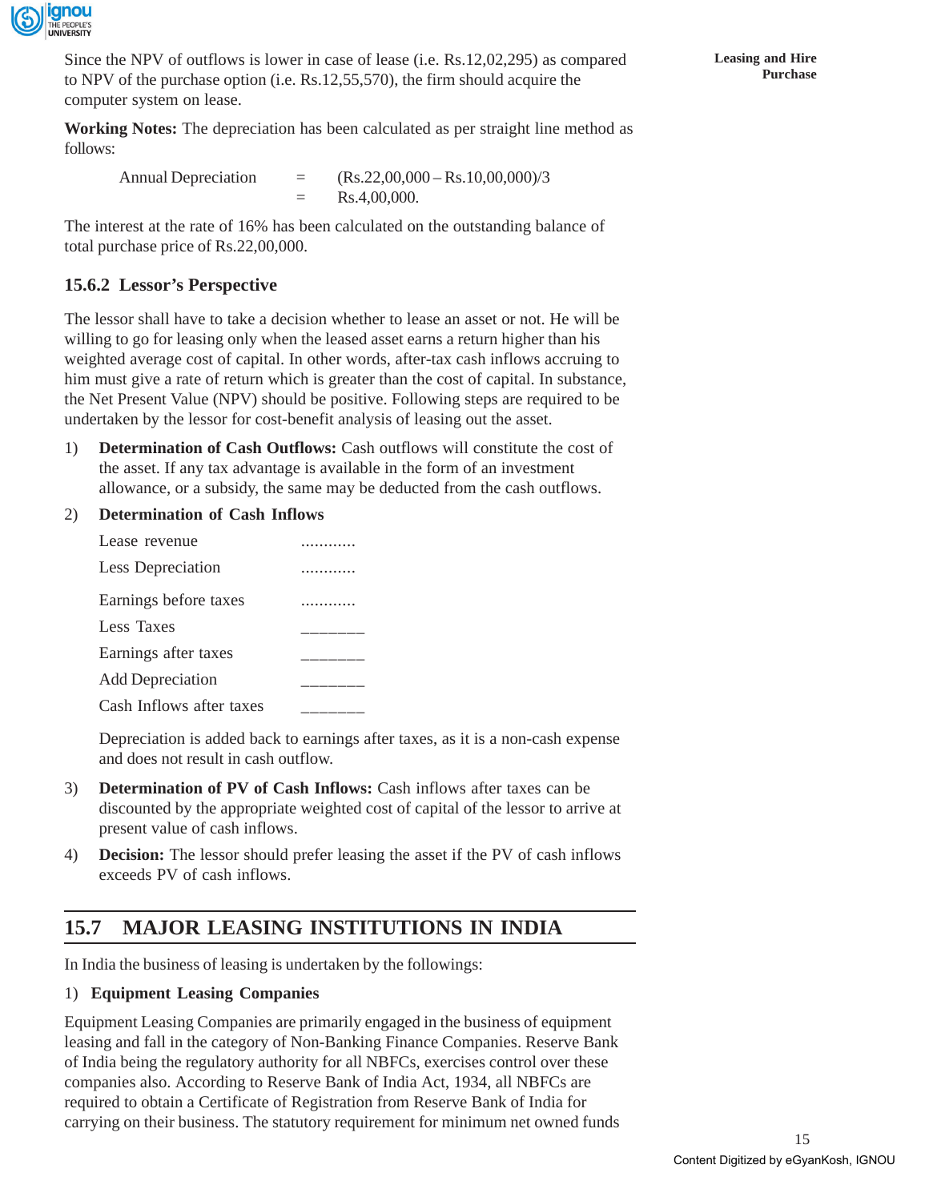Since the NPV of outflows is lower in case of lease (i.e. Rs.12,02,295) as compared to NPV of the purchase option (i.e. Rs.12,55,570), the firm should acquire the computer system on lease.

**Working Notes:** The depreciation has been calculated as per straight line method as follows:

| | | |
|---|---|---|
| Annual Depreciation | = | (Rs.22,00,000 – Rs.10,00,000)/3 |
| | = | Rs.4,00,000. |

The interest at the rate of 16% has been calculated on the outstanding balance of total purchase price of Rs.22,00,000.

### 15.6.2 Lessor's Perspective

The lessor shall have to take a decision whether to lease an asset or not. He will be willing to go for leasing only when the leased asset earns a return higher than his weighted average cost of capital. In other words, after-tax cash inflows accruing to him must give a rate of return which is greater than the cost of capital. In substance, the Net Present Value (NPV) should be positive. Following steps are required to be undertaken by the lessor for cost-benefit analysis of leasing out the asset.

1) **Determination of Cash Outflows:** Cash outflows will constitute the cost of the asset. If any tax advantage is available in the form of an investment allowance, or a subsidy, the same may be deducted from the cash outflows.

2) **Determination of Cash Inflows**

| | |
|---|---|
| Lease revenue | ............ |
| Less Depreciation | ............ |
| Earnings before taxes | ............ |
| Less Taxes | _______ |
| Earnings after taxes | _______ |
| Add Depreciation | _______ |
| Cash Inflows after taxes | _______ |

   Depreciation is added back to earnings after taxes, as it is a non-cash expense and does not result in cash outflow.

3) **Determination of PV of Cash Inflows:** Cash inflows after taxes can be discounted by the appropriate weighted cost of capital of the lessor to arrive at present value of cash inflows.

4) **Decision:** The lessor should prefer leasing the asset if the PV of cash inflows exceeds PV of cash inflows.

## 15.7 MAJOR LEASING INSTITUTIONS IN INDIA

In India the business of leasing is undertaken by the followings:

1) **Equipment Leasing Companies**

Equipment Leasing Companies are primarily engaged in the business of equipment leasing and fall in the category of Non-Banking Finance Companies. Reserve Bank of India being the regulatory authority for all NBFCs, exercises control over these companies also. According to Reserve Bank of India Act, 1934, all NBFCs are required to obtain a Certificate of Registration from Reserve Bank of India for carrying on their business. The statutory requirement for minimum net owned funds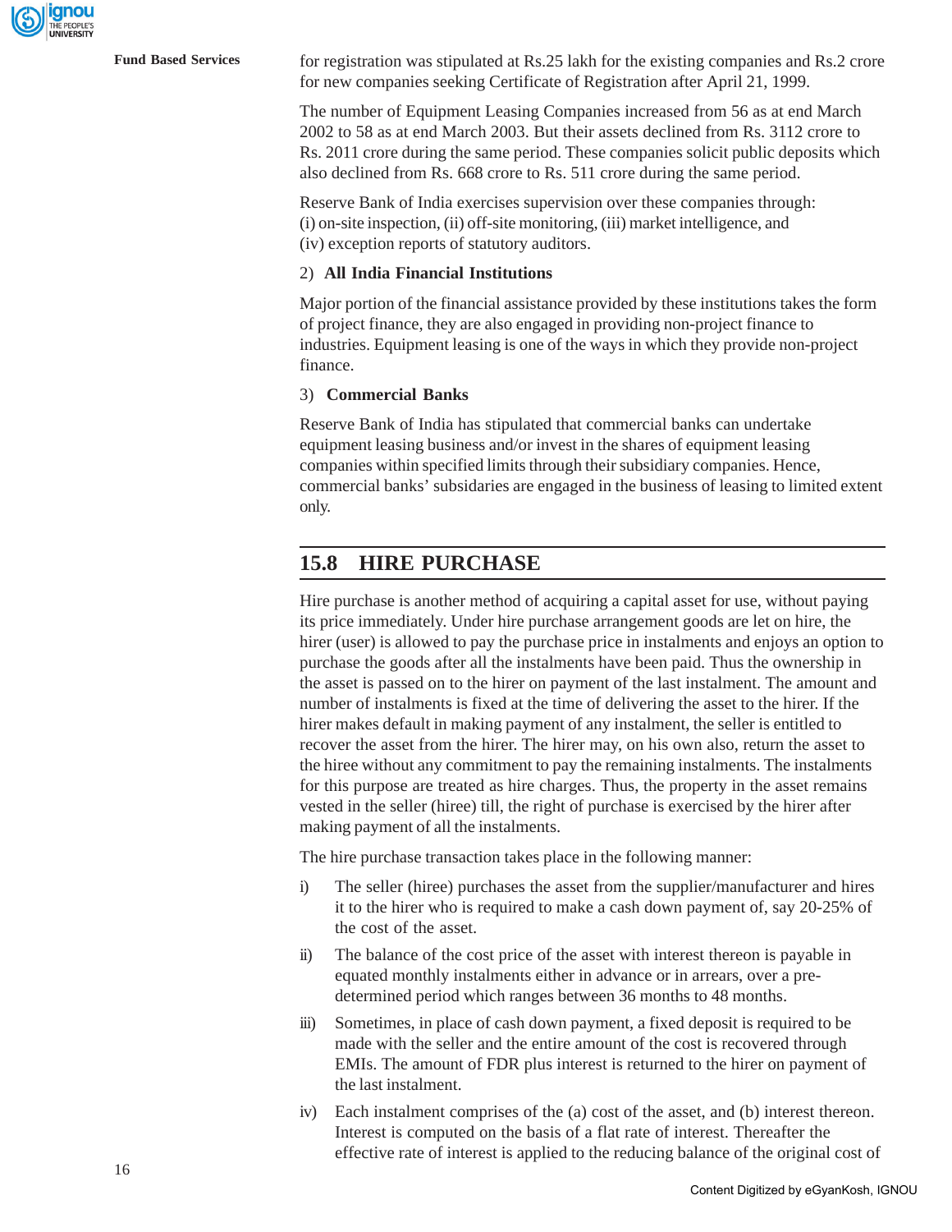for registration was stipulated at Rs.25 lakh for the existing companies and Rs.2 crore for new companies seeking Certificate of Registration after April 21, 1999.

The number of Equipment Leasing Companies increased from 56 as at end March 2002 to 58 as at end March 2003. But their assets declined from Rs. 3112 crore to Rs. 2011 crore during the same period. These companies solicit public deposits which also declined from Rs. 668 crore to Rs. 511 crore during the same period.

Reserve Bank of India exercises supervision over these companies through: (i) on-site inspection, (ii) off-site monitoring, (iii) market intelligence, and (iv) exception reports of statutory auditors.

2) **All India Financial Institutions**

Major portion of the financial assistance provided by these institutions takes the form of project finance, they are also engaged in providing non-project finance to industries. Equipment leasing is one of the ways in which they provide non-project finance.

3) **Commercial Banks**

Reserve Bank of India has stipulated that commercial banks can undertake equipment leasing business and/or invest in the shares of equipment leasing companies within specified limits through their subsidiary companies. Hence, commercial banks' subsidaries are engaged in the business of leasing to limited extent only.

## 15.8 HIRE PURCHASE

Hire purchase is another method of acquiring a capital asset for use, without paying its price immediately. Under hire purchase arrangement goods are let on hire, the hirer (user) is allowed to pay the purchase price in instalments and enjoys an option to purchase the goods after all the instalments have been paid. Thus the ownership in the asset is passed on to the hirer on payment of the last instalment. The amount and number of instalments is fixed at the time of delivering the asset to the hirer. If the hirer makes default in making payment of any instalment, the seller is entitled to recover the asset from the hirer. The hirer may, on his own also, return the asset to the hiree without any commitment to pay the remaining instalments. The instalments for this purpose are treated as hire charges. Thus, the property in the asset remains vested in the seller (hiree) till, the right of purchase is exercised by the hirer after making payment of all the instalments.

The hire purchase transaction takes place in the following manner:

i) The seller (hiree) purchases the asset from the supplier/manufacturer and hires it to the hirer who is required to make a cash down payment of, say 20-25% of the cost of the asset.

ii) The balance of the cost price of the asset with interest thereon is payable in equated monthly instalments either in advance or in arrears, over a pre-determined period which ranges between 36 months to 48 months.

iii) Sometimes, in place of cash down payment, a fixed deposit is required to be made with the seller and the entire amount of the cost is recovered through EMIs. The amount of FDR plus interest is returned to the hirer on payment of the last instalment.

iv) Each instalment comprises of the (a) cost of the asset, and (b) interest thereon. Interest is computed on the basis of a flat rate of interest. Thereafter the effective rate of interest is applied to the reducing balance of the original cost of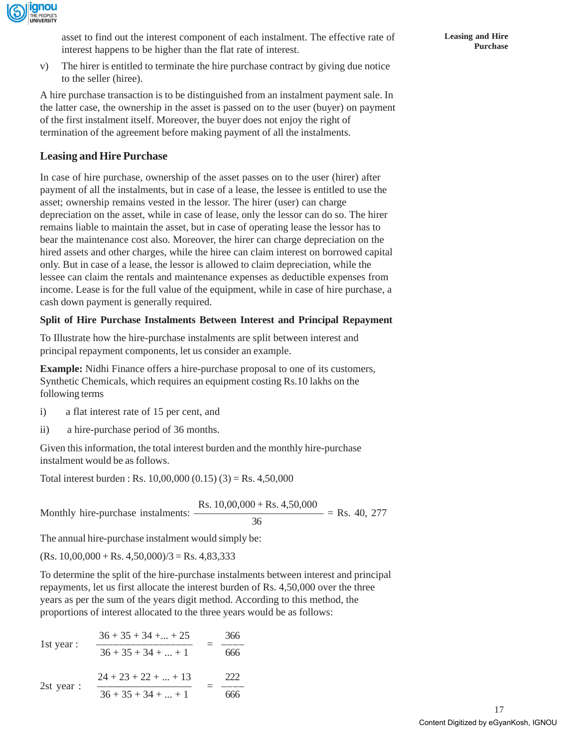asset to find out the interest component of each instalment. The effective rate of interest happens to be higher than the flat rate of interest.

v) The hirer is entitled to terminate the hire purchase contract by giving due notice to the seller (hiree).

A hire purchase transaction is to be distinguished from an instalment payment sale. In the latter case, the ownership in the asset is passed on to the user (buyer) on payment of the first instalment itself. Moreover, the buyer does not enjoy the right of termination of the agreement before making payment of all the instalments.

## Leasing and Hire Purchase

In case of hire purchase, ownership of the asset passes on to the user (hirer) after payment of all the instalments, but in case of a lease, the lessee is entitled to use the asset; ownership remains vested in the lessor. The hirer (user) can charge depreciation on the asset, while in case of lease, only the lessor can do so. The hirer remains liable to maintain the asset, but in case of operating lease the lessor has to bear the maintenance cost also. Moreover, the hirer can charge depreciation on the hired assets and other charges, while the hiree can claim interest on borrowed capital only. But in case of a lease, the lessor is allowed to claim depreciation, while the lessee can claim the rentals and maintenance expenses as deductible expenses from income. Lease is for the full value of the equipment, while in case of hire purchase, a cash down payment is generally required.

### Split of Hire Purchase Instalments Between Interest and Principal Repayment

To Illustrate how the hire-purchase instalments are split between interest and principal repayment components, let us consider an example.

**Example:** Nidhi Finance offers a hire-purchase proposal to one of its customers, Synthetic Chemicals, which requires an equipment costing Rs.10 lakhs on the following terms

i) a flat interest rate of 15 per cent, and

ii) a hire-purchase period of 36 months.

Given this information, the total interest burden and the monthly hire-purchase instalment would be as follows.

Total interest burden : Rs. 10,00,000 (0.15) (3) = Rs. 4,50,000

$$\text{Monthly hire-purchase instalments: } \frac{\text{Rs. } 10{,}00{,}000 + \text{Rs. } 4{,}50{,}000}{36} = \text{Rs. } 40{,}\ 277$$

The annual hire-purchase instalment would simply be:

(Rs. 10,00,000 + Rs. 4,50,000)/3 = Rs. 4,83,333

To determine the split of the hire-purchase instalments between interest and principal repayments, let us first allocate the interest burden of Rs. 4,50,000 over the three years as per the sum of the years digit method. According to this method, the proportions of interest allocated to the three years would be as follows:

$$\text{1st year : } \frac{36 + 35 + 34 + \ldots + 25}{36 + 35 + 34 + \ldots + 1} = \frac{366}{666}$$

$$\text{2st year : } \frac{24 + 23 + 22 + \ldots + 13}{36 + 35 + 34 + \ldots + 1} = \frac{222}{666}$$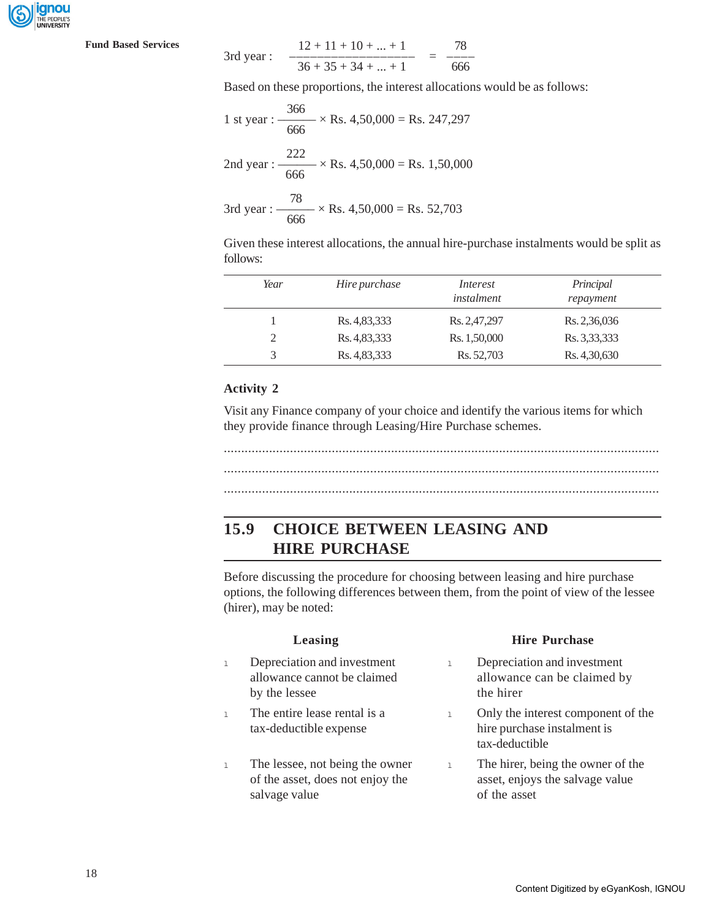3rd year : $\dfrac{12 + 11 + 10 + ... + 1}{36 + 35 + 34 + ... + 1} = \dfrac{78}{666}$

Based on these proportions, the interest allocations would be as follows:

1 st year : $\dfrac{366}{666} \times$ Rs. 4,50,000 = Rs. 247,297

2nd year : $\dfrac{222}{666} \times$ Rs. 4,50,000 = Rs. 1,50,000

3rd year : $\dfrac{78}{666} \times$ Rs. 4,50,000 = Rs. 52,703

Given these interest allocations, the annual hire-purchase instalments would be split as follows:

| *Year* | *Hire purchase* | *Interest instalment* | *Principal repayment* |
|---|---|---|---|
| 1 | Rs. 4,83,333 | Rs. 2,47,297 | Rs. 2,36,036 |
| 2 | Rs. 4,83,333 | Rs. 1,50,000 | Rs. 3,33,333 |
| 3 | Rs. 4,83,333 | Rs. 52,703 | Rs. 4,30,630 |

**Activity 2**

Visit any Finance company of your choice and identify the various items for which they provide finance through Leasing/Hire Purchase schemes.

..............................................................................................................................

..............................................................................................................................

..............................................................................................................................

## 15.9 CHOICE BETWEEN LEASING AND HIRE PURCHASE

Before discussing the procedure for choosing between leasing and hire purchase options, the following differences between them, from the point of view of the lessee (hirer), may be noted:

| **Leasing** | **Hire Purchase** |
|---|---|
| Depreciation and investment allowance cannot be claimed by the lessee | Depreciation and investment allowance can be claimed by the hirer |
| The entire lease rental is a tax-deductible expense | Only the interest component of the hire purchase instalment is tax-deductible |
| The lessee, not being the owner of the asset, does not enjoy the salvage value | The hirer, being the owner of the asset, enjoys the salvage value of the asset |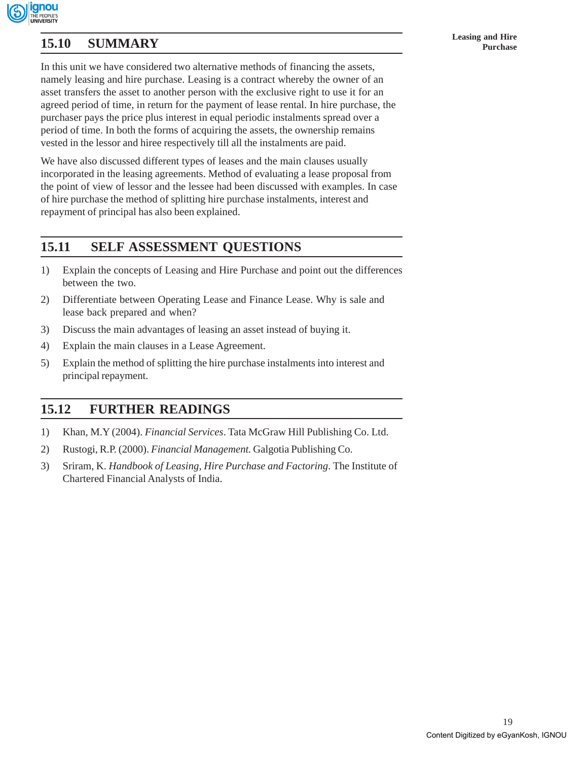## 15.10 SUMMARY

In this unit we have considered two alternative methods of financing the assets, namely leasing and hire purchase. Leasing is a contract whereby the owner of an asset transfers the asset to another person with the exclusive right to use it for an agreed period of time, in return for the payment of lease rental. In hire purchase, the purchaser pays the price plus interest in equal periodic instalments spread over a period of time. In both the forms of acquiring the assets, the ownership remains vested in the lessor and hiree respectively till all the instalments are paid.

We have also discussed different types of leases and the main clauses usually incorporated in the leasing agreements. Method of evaluating a lease proposal from the point of view of lessor and the lessee had been discussed with examples. In case of hire purchase the method of splitting hire purchase instalments, interest and repayment of principal has also been explained.

## 15.11 SELF ASSESSMENT QUESTIONS

1) Explain the concepts of Leasing and Hire Purchase and point out the differences between the two.
2) Differentiate between Operating Lease and Finance Lease. Why is sale and lease back prepared and when?
3) Discuss the main advantages of leasing an asset instead of buying it.
4) Explain the main clauses in a Lease Agreement.
5) Explain the method of splitting the hire purchase instalments into interest and principal repayment.

## 15.12 FURTHER READINGS

1) Khan, M.Y (2004). *Financial Services*. Tata McGraw Hill Publishing Co. Ltd.
2) Rustogi, R.P. (2000). *Financial Management.* Galgotia Publishing Co.
3) Sriram, K. *Handbook of Leasing, Hire Purchase and Factoring*. The Institute of Chartered Financial Analysts of India.